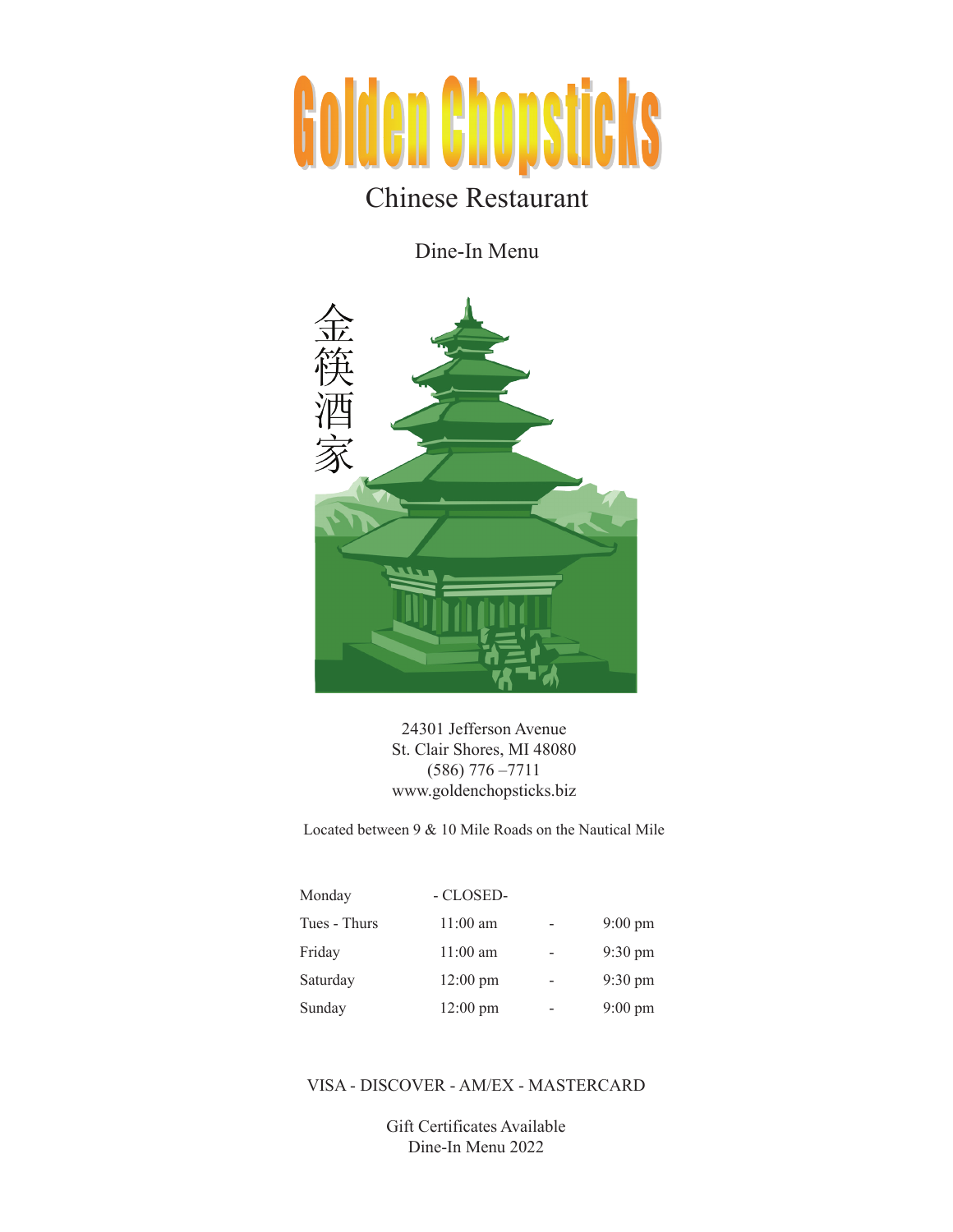# Golden Chopsticks

## Chinese Restaurant

Dine-In Menu

金筷酒家

24301 Jefferson Avenue
St. Clair Shores, MI 48080
(586) 776 –7711
www.goldenchopsticks.biz

Located between 9 & 10 Mile Roads on the Nautical Mile

| | | | |
|---|---|---|---|
| Monday | - CLOSED- | | |
| Tues - Thurs | 11:00 am | - | 9:00 pm |
| Friday | 11:00 am | - | 9:30 pm |
| Saturday | 12:00 pm | - | 9:30 pm |
| Sunday | 12:00 pm | - | 9:00 pm |

VISA - DISCOVER - AM/EX - MASTERCARD

Gift Certificates Available
Dine-In Menu 2022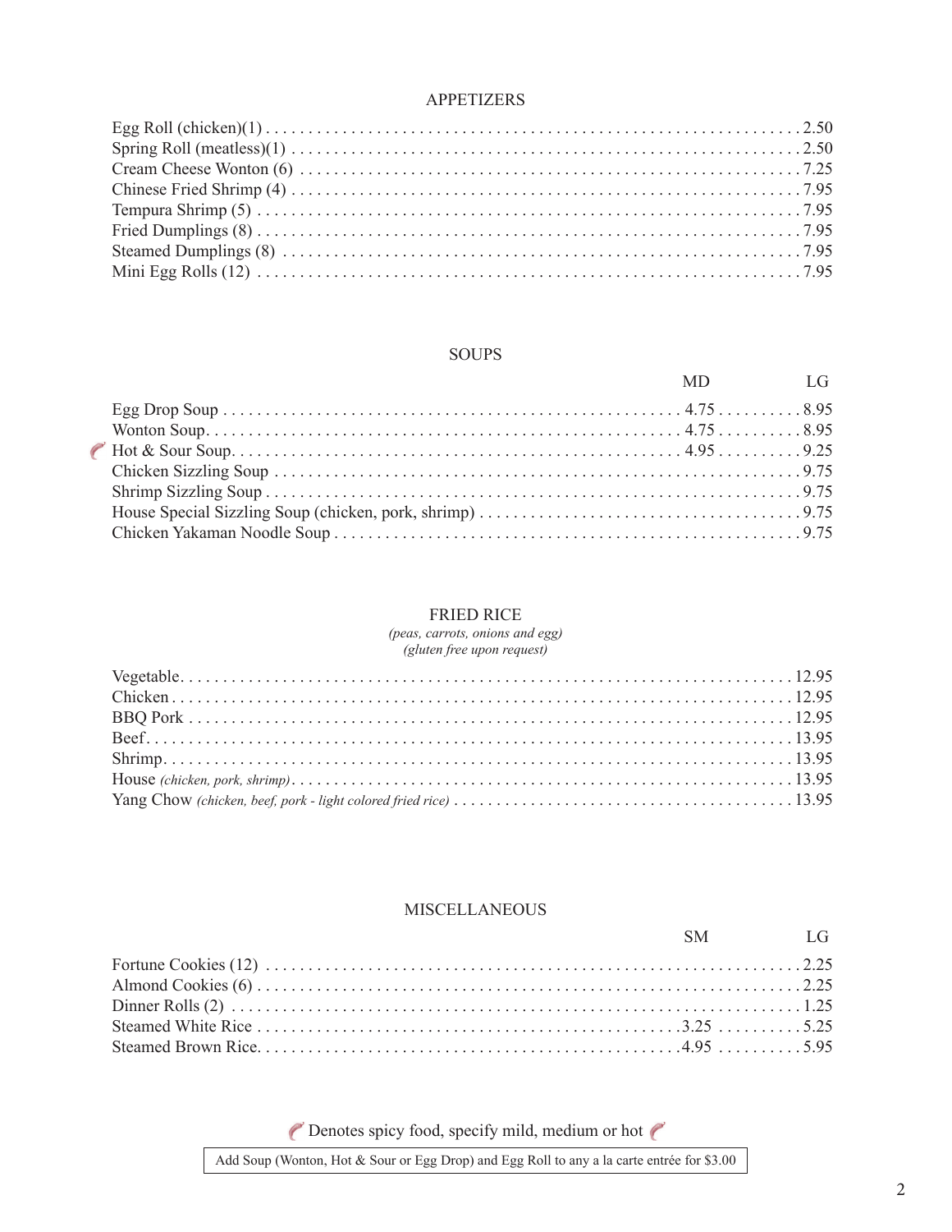## APPETIZERS

| Item | Price |
|---|---|
| Egg Roll (chicken)(1) | 2.50 |
| Spring Roll (meatless)(1) | 2.50 |
| Cream Cheese Wonton (6) | 7.25 |
| Chinese Fried Shrimp (4) | 7.95 |
| Tempura Shrimp (5) | 7.95 |
| Fried Dumplings (8) | 7.95 |
| Steamed Dumplings (8) | 7.95 |
| Mini Egg Rolls (12) | 7.95 |

## SOUPS

| Item | MD | LG |
|---|---|---|
| Egg Drop Soup | 4.75 | 8.95 |
| Wonton Soup | 4.75 | 8.95 |
| 🌶 Hot & Sour Soup | 4.95 | 9.25 |
| Chicken Sizzling Soup | | 9.75 |
| Shrimp Sizzling Soup | | 9.75 |
| House Special Sizzling Soup (chicken, pork, shrimp) | | 9.75 |
| Chicken Yakaman Noodle Soup | | 9.75 |

## FRIED RICE

*(peas, carrots, onions and egg)*
*(gluten free upon request)*

| Item | Price |
|---|---|
| Vegetable | 12.95 |
| Chicken | 12.95 |
| BBQ Pork | 12.95 |
| Beef | 13.95 |
| Shrimp | 13.95 |
| House *(chicken, pork, shrimp)* | 13.95 |
| Yang Chow *(chicken, beef, pork - light colored fried rice)* | 13.95 |

## MISCELLANEOUS

| Item | SM | LG |
|---|---|---|
| Fortune Cookies (12) | | 2.25 |
| Almond Cookies (6) | | 2.25 |
| Dinner Rolls (2) | | 1.25 |
| Steamed White Rice | 3.25 | 5.25 |
| Steamed Brown Rice | 4.95 | 5.95 |

🌶 Denotes spicy food, specify mild, medium or hot 🌶

Add Soup (Wonton, Hot & Sour or Egg Drop) and Egg Roll to any a la carte entrée for $3.00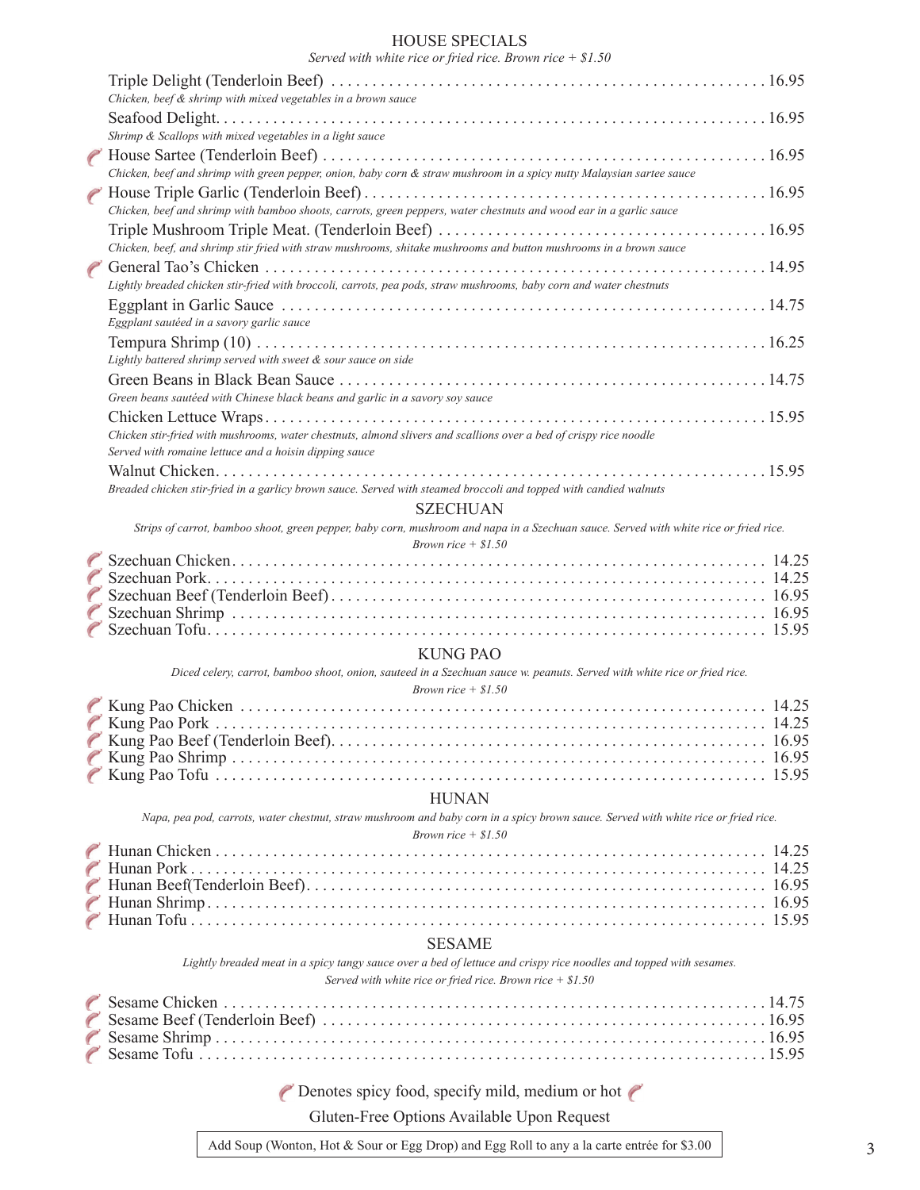## HOUSE SPECIALS

*Served with white rice or fried rice. Brown rice + $1.50*

Triple Delight (Tenderloin Beef) .................... 16.95
*Chicken, beef & shrimp with mixed vegetables in a brown sauce*

Seafood Delight .................... 16.95
*Shrimp & Scallops with mixed vegetables in a light sauce*

🌶 House Sartee (Tenderloin Beef) .................... 16.95
*Chicken, beef and shrimp with green pepper, onion, baby corn & straw mushroom in a spicy nutty Malaysian sartee sauce*

🌶 House Triple Garlic (Tenderloin Beef) .................... 16.95
*Chicken, beef and shrimp with bamboo shoots, carrots, green peppers, water chestnuts and wood ear in a garlic sauce*

Triple Mushroom Triple Meat. (Tenderloin Beef) .................... 16.95
*Chicken, beef, and shrimp stir fried with straw mushrooms, shitake mushrooms and button mushrooms in a brown sauce*

🌶 General Tao's Chicken .................... 14.95
*Lightly breaded chicken stir-fried with broccoli, carrots, pea pods, straw mushrooms, baby corn and water chestnuts*

Eggplant in Garlic Sauce .................... 14.75
*Eggplant sautéed in a savory garlic sauce*

Tempura Shrimp (10) .................... 16.25
*Lightly battered shrimp served with sweet & sour sauce on side*

Green Beans in Black Bean Sauce .................... 14.75
*Green beans sautéed with Chinese black beans and garlic in a savory soy sauce*

Chicken Lettuce Wraps .................... 15.95
*Chicken stir-fried with mushrooms, water chestnuts, almond slivers and scallions over a bed of crispy rice noodle*
*Served with romaine lettuce and a hoisin dipping sauce*

Walnut Chicken .................... 15.95
*Breaded chicken stir-fried in a garlicy brown sauce. Served with steamed broccoli and topped with candied walnuts*

## SZECHUAN

*Strips of carrot, bamboo shoot, green pepper, baby corn, mushroom and napa in a Szechuan sauce. Served with white rice or fried rice.*
*Brown rice + $1.50*

🌶 Szechuan Chicken .................... 14.25
🌶 Szechuan Pork .................... 14.25
🌶 Szechuan Beef (Tenderloin Beef) .................... 16.95
🌶 Szechuan Shrimp .................... 16.95
🌶 Szechuan Tofu .................... 15.95

## KUNG PAO

*Diced celery, carrot, bamboo shoot, onion, sauteed in a Szechuan sauce w. peanuts. Served with white rice or fried rice.*
*Brown rice + $1.50*

🌶 Kung Pao Chicken .................... 14.25
🌶 Kung Pao Pork .................... 14.25
🌶 Kung Pao Beef (Tenderloin Beef) .................... 16.95
🌶 Kung Pao Shrimp .................... 16.95
🌶 Kung Pao Tofu .................... 15.95

## HUNAN

*Napa, pea pod, carrots, water chestnut, straw mushroom and baby corn in a spicy brown sauce. Served with white rice or fried rice.*
*Brown rice + $1.50*

🌶 Hunan Chicken .................... 14.25
🌶 Hunan Pork .................... 14.25
🌶 Hunan Beef(Tenderloin Beef) .................... 16.95
🌶 Hunan Shrimp .................... 16.95
🌶 Hunan Tofu .................... 15.95

## SESAME

*Lightly breaded meat in a spicy tangy sauce over a bed of lettuce and crispy rice noodles and topped with sesames.*
*Served with white rice or fried rice. Brown rice + $1.50*

🌶 Sesame Chicken .................... 14.75
🌶 Sesame Beef (Tenderloin Beef) .................... 16.95
🌶 Sesame Shrimp .................... 16.95
🌶 Sesame Tofu .................... 15.95

🌶 Denotes spicy food, specify mild, medium or hot 🌶

Gluten-Free Options Available Upon Request

Add Soup (Wonton, Hot & Sour or Egg Drop) and Egg Roll to any a la carte entrée for $3.00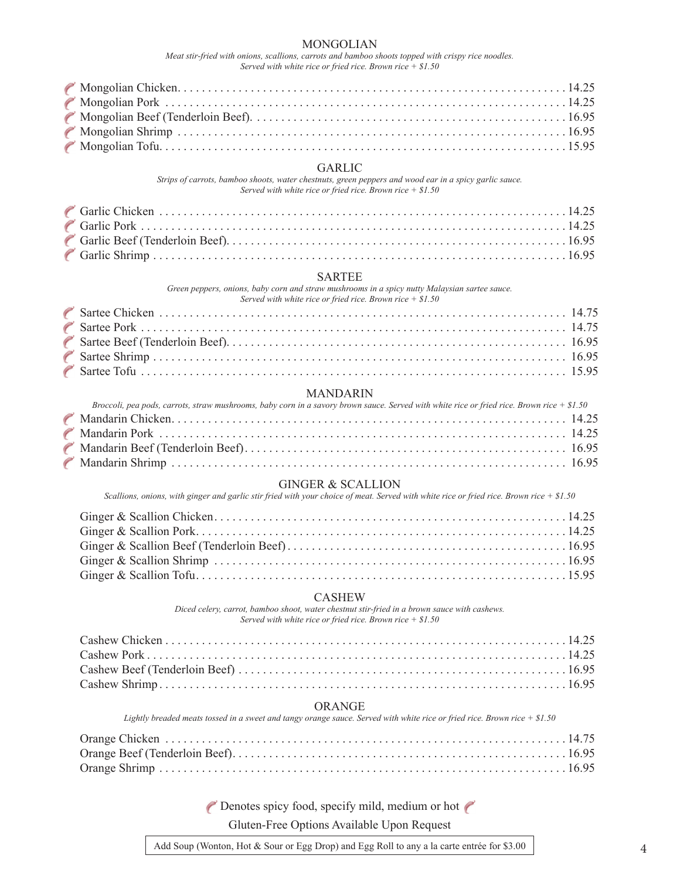## MONGOLIAN

*Meat stir-fried with onions, scallions, carrots and bamboo shoots topped with crispy rice noodles. Served with white rice or fried rice. Brown rice + $1.50*

- 🌶 Mongolian Chicken .......... 14.25
- 🌶 Mongolian Pork .......... 14.25
- 🌶 Mongolian Beef (Tenderloin Beef) .......... 16.95
- 🌶 Mongolian Shrimp .......... 16.95
- 🌶 Mongolian Tofu .......... 15.95

## GARLIC

*Strips of carrots, bamboo shoots, water chestnuts, green peppers and wood ear in a spicy garlic sauce. Served with white rice or fried rice. Brown rice + $1.50*

- 🌶 Garlic Chicken .......... 14.25
- 🌶 Garlic Pork .......... 14.25
- 🌶 Garlic Beef (Tenderloin Beef) .......... 16.95
- 🌶 Garlic Shrimp .......... 16.95

## SARTEE

*Green peppers, onions, baby corn and straw mushrooms in a spicy nutty Malaysian sartee sauce. Served with white rice or fried rice. Brown rice + $1.50*

- 🌶 Sartee Chicken .......... 14.75
- 🌶 Sartee Pork .......... 14.75
- 🌶 Sartee Beef (Tenderloin Beef) .......... 16.95
- 🌶 Sartee Shrimp .......... 16.95
- 🌶 Sartee Tofu .......... 15.95

## MANDARIN

*Broccoli, pea pods, carrots, straw mushrooms, baby corn in a savory brown sauce. Served with white rice or fried rice. Brown rice + $1.50*

- 🌶 Mandarin Chicken .......... 14.25
- 🌶 Mandarin Pork .......... 14.25
- 🌶 Mandarin Beef (Tenderloin Beef) .......... 16.95
- 🌶 Mandarin Shrimp .......... 16.95

## GINGER & SCALLION

*Scallions, onions, with ginger and garlic stir fried with your choice of meat. Served with white rice or fried rice. Brown rice + $1.50*

- Ginger & Scallion Chicken .......... 14.25
- Ginger & Scallion Pork .......... 14.25
- Ginger & Scallion Beef (Tenderloin Beef) .......... 16.95
- Ginger & Scallion Shrimp .......... 16.95
- Ginger & Scallion Tofu .......... 15.95

## CASHEW

*Diced celery, carrot, bamboo shoot, water chestnut stir-fried in a brown sauce with cashews. Served with white rice or fried rice. Brown rice + $1.50*

- Cashew Chicken .......... 14.25
- Cashew Pork .......... 14.25
- Cashew Beef (Tenderloin Beef) .......... 16.95
- Cashew Shrimp .......... 16.95

## ORANGE

*Lightly breaded meats tossed in a sweet and tangy orange sauce. Served with white rice or fried rice. Brown rice + $1.50*

- Orange Chicken .......... 14.75
- Orange Beef (Tenderloin Beef) .......... 16.95
- Orange Shrimp .......... 16.95

🌶 Denotes spicy food, specify mild, medium or hot 🌶

Gluten-Free Options Available Upon Request

Add Soup (Wonton, Hot & Sour or Egg Drop) and Egg Roll to any a la carte entrée for $3.00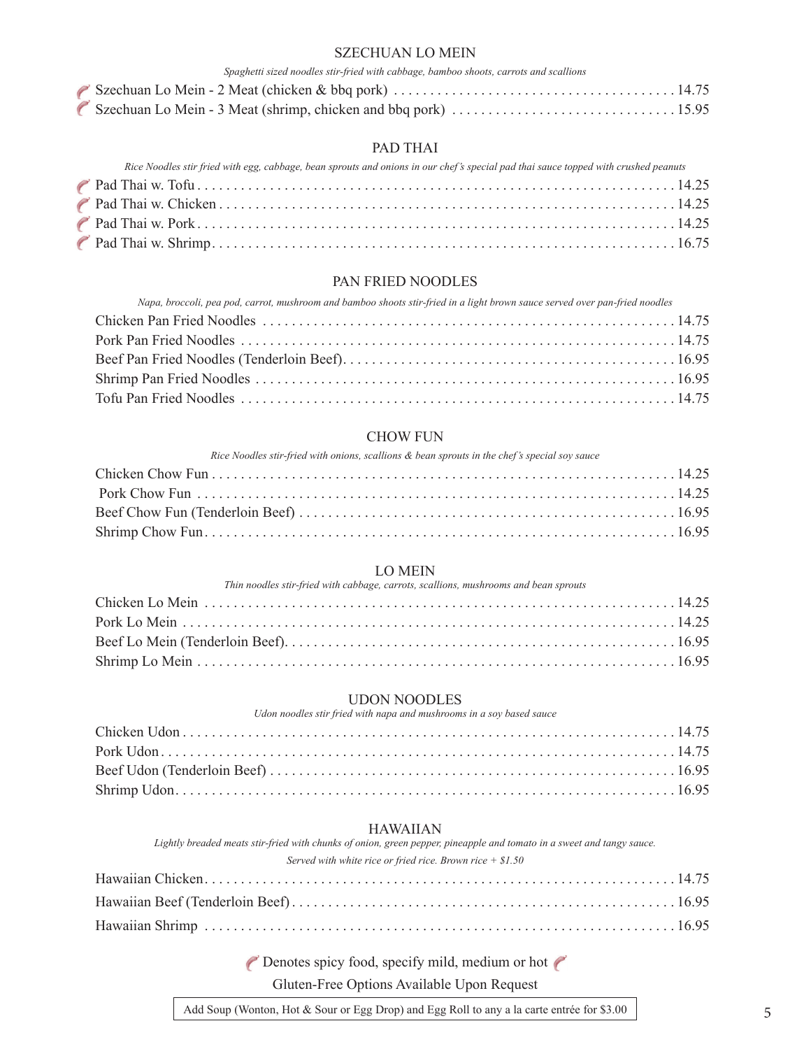## SZECHUAN LO MEIN

*Spaghetti sized noodles stir-fried with cabbage, bamboo shoots, carrots and scallions*

- 🌶 Szechuan Lo Mein - 2 Meat (chicken & bbq pork) ........ 14.75
- 🌶 Szechuan Lo Mein - 3 Meat (shrimp, chicken and bbq pork) ........ 15.95

## PAD THAI

*Rice Noodles stir fried with egg, cabbage, bean sprouts and onions in our chef's special pad thai sauce topped with crushed peanuts*

- 🌶 Pad Thai w. Tofu ........ 14.25
- 🌶 Pad Thai w. Chicken ........ 14.25
- 🌶 Pad Thai w. Pork ........ 14.25
- 🌶 Pad Thai w. Shrimp ........ 16.75

## PAN FRIED NOODLES

*Napa, broccoli, pea pod, carrot, mushroom and bamboo shoots stir-fried in a light brown sauce served over pan-fried noodles*

- Chicken Pan Fried Noodles ........ 14.75
- Pork Pan Fried Noodles ........ 14.75
- Beef Pan Fried Noodles (Tenderloin Beef) ........ 16.95
- Shrimp Pan Fried Noodles ........ 16.95
- Tofu Pan Fried Noodles ........ 14.75

## CHOW FUN

*Rice Noodles stir-fried with onions, scallions & bean sprouts in the chef's special soy sauce*

- Chicken Chow Fun ........ 14.25
- Pork Chow Fun ........ 14.25
- Beef Chow Fun (Tenderloin Beef) ........ 16.95
- Shrimp Chow Fun ........ 16.95

## LO MEIN

*Thin noodles stir-fried with cabbage, carrots, scallions, mushrooms and bean sprouts*

- Chicken Lo Mein ........ 14.25
- Pork Lo Mein ........ 14.25
- Beef Lo Mein (Tenderloin Beef) ........ 16.95
- Shrimp Lo Mein ........ 16.95

## UDON NOODLES

*Udon noodles stir fried with napa and mushrooms in a soy based sauce*

- Chicken Udon ........ 14.75
- Pork Udon ........ 14.75
- Beef Udon (Tenderloin Beef) ........ 16.95
- Shrimp Udon ........ 16.95

## HAWAIIAN

*Lightly breaded meats stir-fried with chunks of onion, green pepper, pineapple and tomato in a sweet and tangy sauce.*

*Served with white rice or fried rice. Brown rice + $1.50*

- Hawaiian Chicken ........ 14.75
- Hawaiian Beef (Tenderloin Beef) ........ 16.95
- Hawaiian Shrimp ........ 16.95

🌶 Denotes spicy food, specify mild, medium or hot 🌶

Gluten-Free Options Available Upon Request

Add Soup (Wonton, Hot & Sour or Egg Drop) and Egg Roll to any a la carte entrée for $3.00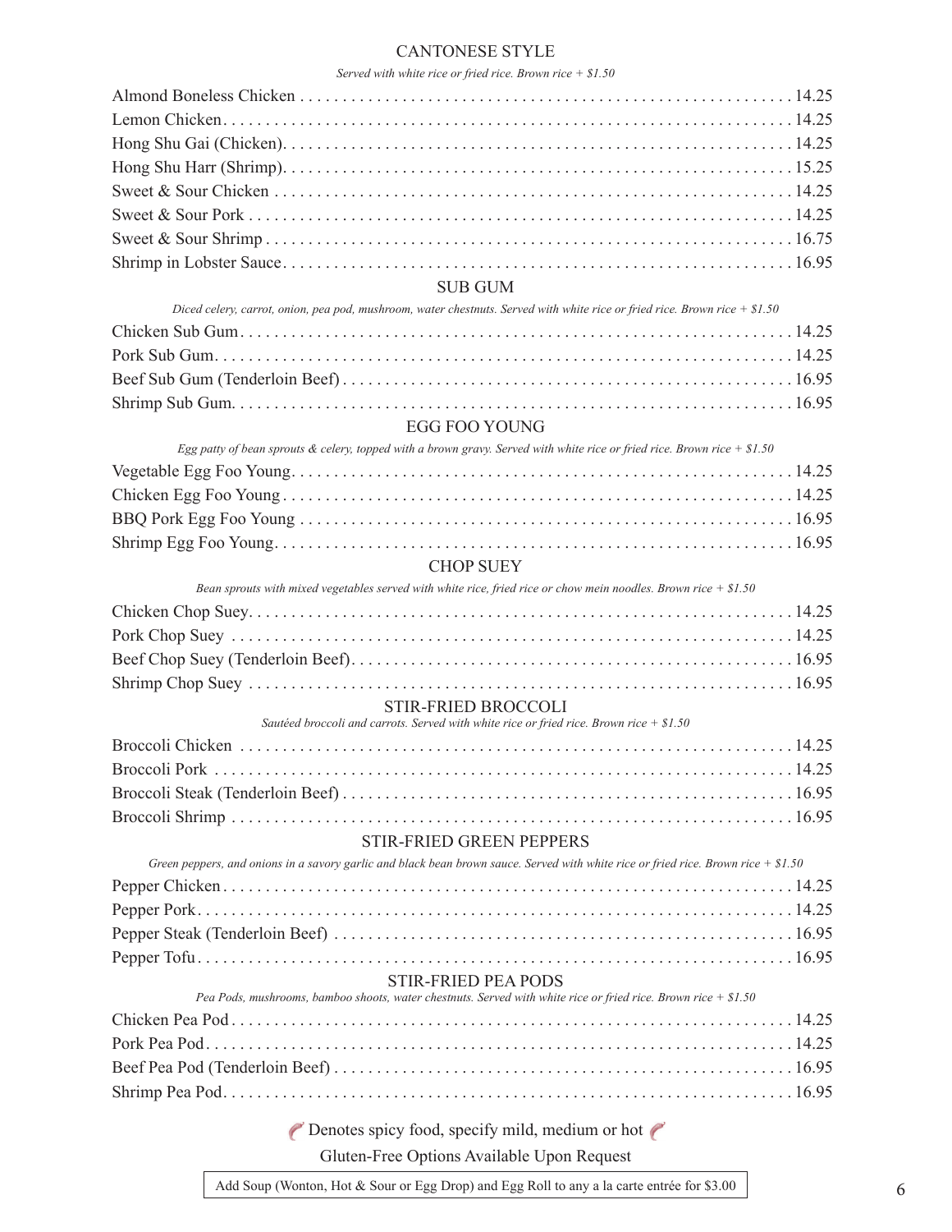## CANTONESE STYLE

*Served with white rice or fried rice. Brown rice + $1.50*

Almond Boneless Chicken . . . . . 14.25
Lemon Chicken . . . . . 14.25
Hong Shu Gai (Chicken) . . . . . 14.25
Hong Shu Harr (Shrimp) . . . . . 15.25
Sweet & Sour Chicken . . . . . 14.25
Sweet & Sour Pork . . . . . 14.25
Sweet & Sour Shrimp . . . . . 16.75
Shrimp in Lobster Sauce . . . . . 16.95

## SUB GUM

*Diced celery, carrot, onion, pea pod, mushroom, water chestnuts. Served with white rice or fried rice. Brown rice + $1.50*

Chicken Sub Gum . . . . . 14.25
Pork Sub Gum . . . . . 14.25
Beef Sub Gum (Tenderloin Beef) . . . . . 16.95
Shrimp Sub Gum . . . . . 16.95

## EGG FOO YOUNG

*Egg patty of bean sprouts & celery, topped with a brown gravy. Served with white rice or fried rice. Brown rice + $1.50*

Vegetable Egg Foo Young . . . . . 14.25
Chicken Egg Foo Young . . . . . 14.25
BBQ Pork Egg Foo Young . . . . . 16.95
Shrimp Egg Foo Young . . . . . 16.95

## CHOP SUEY

*Bean sprouts with mixed vegetables served with white rice, fried rice or chow mein noodles. Brown rice + $1.50*

Chicken Chop Suey . . . . . 14.25
Pork Chop Suey . . . . . 14.25
Beef Chop Suey (Tenderloin Beef) . . . . . 16.95
Shrimp Chop Suey . . . . . 16.95

## STIR-FRIED BROCCOLI

*Sautéed broccoli and carrots. Served with white rice or fried rice. Brown rice + $1.50*

Broccoli Chicken . . . . . 14.25
Broccoli Pork . . . . . 14.25
Broccoli Steak (Tenderloin Beef) . . . . . 16.95
Broccoli Shrimp . . . . . 16.95

## STIR-FRIED GREEN PEPPERS

*Green peppers, and onions in a savory garlic and black bean brown sauce. Served with white rice or fried rice. Brown rice + $1.50*

Pepper Chicken . . . . . 14.25
Pepper Pork . . . . . 14.25
Pepper Steak (Tenderloin Beef) . . . . . 16.95
Pepper Tofu . . . . . 16.95

## STIR-FRIED PEA PODS

*Pea Pods, mushrooms, bamboo shoots, water chestnuts. Served with white rice or fried rice. Brown rice + $1.50*

Chicken Pea Pod . . . . . 14.25
Pork Pea Pod . . . . . 14.25
Beef Pea Pod (Tenderloin Beef) . . . . . 16.95
Shrimp Pea Pod . . . . . 16.95

Denotes spicy food, specify mild, medium or hot

Gluten-Free Options Available Upon Request

Add Soup (Wonton, Hot & Sour or Egg Drop) and Egg Roll to any a la carte entrée for $3.00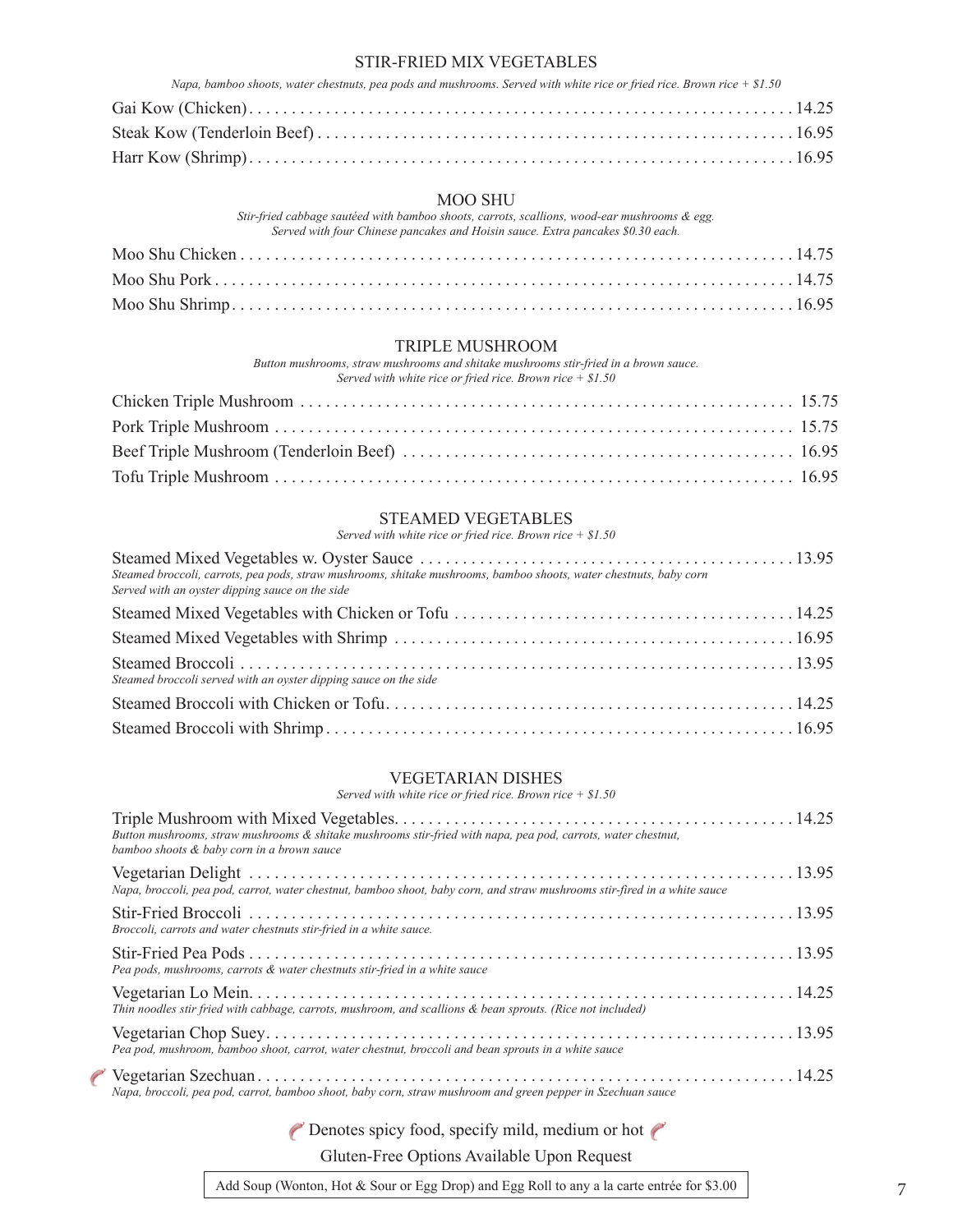## STIR-FRIED MIX VEGETABLES

*Napa, bamboo shoots, water chestnuts, pea pods and mushrooms. Served with white rice or fried rice. Brown rice + $1.50*

Gai Kow (Chicken) . . . . . 14.25

Steak Kow (Tenderloin Beef) . . . . . 16.95

Harr Kow (Shrimp) . . . . . 16.95

## MOO SHU

*Stir-fried cabbage sautéed with bamboo shoots, carrots, scallions, wood-ear mushrooms & egg.*
*Served with four Chinese pancakes and Hoisin sauce. Extra pancakes $0.30 each.*

Moo Shu Chicken . . . . . 14.75

Moo Shu Pork . . . . . 14.75

Moo Shu Shrimp . . . . . 16.95

## TRIPLE MUSHROOM

*Button mushrooms, straw mushrooms and shitake mushrooms stir-fried in a brown sauce.*
*Served with white rice or fried rice. Brown rice + $1.50*

Chicken Triple Mushroom . . . . . 15.75

Pork Triple Mushroom . . . . . 15.75

Beef Triple Mushroom (Tenderloin Beef) . . . . . 16.95

Tofu Triple Mushroom . . . . . 16.95

## STEAMED VEGETABLES

*Served with white rice or fried rice. Brown rice + $1.50*

Steamed Mixed Vegetables w. Oyster Sauce . . . . . 13.95
*Steamed broccoli, carrots, pea pods, straw mushrooms, shitake mushrooms, bamboo shoots, water chestnuts, baby corn*
*Served with an oyster dipping sauce on the side*

Steamed Mixed Vegetables with Chicken or Tofu . . . . . 14.25

Steamed Mixed Vegetables with Shrimp . . . . . 16.95

Steamed Broccoli . . . . . 13.95
*Steamed broccoli served with an oyster dipping sauce on the side*

Steamed Broccoli with Chicken or Tofu . . . . . 14.25

Steamed Broccoli with Shrimp . . . . . 16.95

## VEGETARIAN DISHES

*Served with white rice or fried rice. Brown rice + $1.50*

Triple Mushroom with Mixed Vegetables . . . . . 14.25
*Button mushrooms, straw mushrooms & shitake mushrooms stir-fried with napa, pea pod, carrots, water chestnut, bamboo shoots & baby corn in a brown sauce*

Vegetarian Delight . . . . . 13.95
*Napa, broccoli, pea pod, carrot, water chestnut, bamboo shoot, baby corn, and straw mushrooms stir-fired in a white sauce*

Stir-Fried Broccoli . . . . . 13.95
*Broccoli, carrots and water chestnuts stir-fried in a white sauce.*

Stir-Fried Pea Pods . . . . . 13.95
*Pea pods, mushrooms, carrots & water chestnuts stir-fried in a white sauce*

Vegetarian Lo Mein . . . . . 14.25
*Thin noodles stir fried with cabbage, carrots, mushroom, and scallions & bean sprouts. (Rice not included)*

Vegetarian Chop Suey . . . . . 13.95
*Pea pod, mushroom, bamboo shoot, carrot, water chestnut, broccoli and bean sprouts in a white sauce*

🌶 Vegetarian Szechuan . . . . . 14.25
*Napa, broccoli, pea pod, carrot, bamboo shoot, baby corn, straw mushroom and green pepper in Szechuan sauce*

🌶 Denotes spicy food, specify mild, medium or hot 🌶

Gluten-Free Options Available Upon Request

Add Soup (Wonton, Hot & Sour or Egg Drop) and Egg Roll to any a la carte entrée for $3.00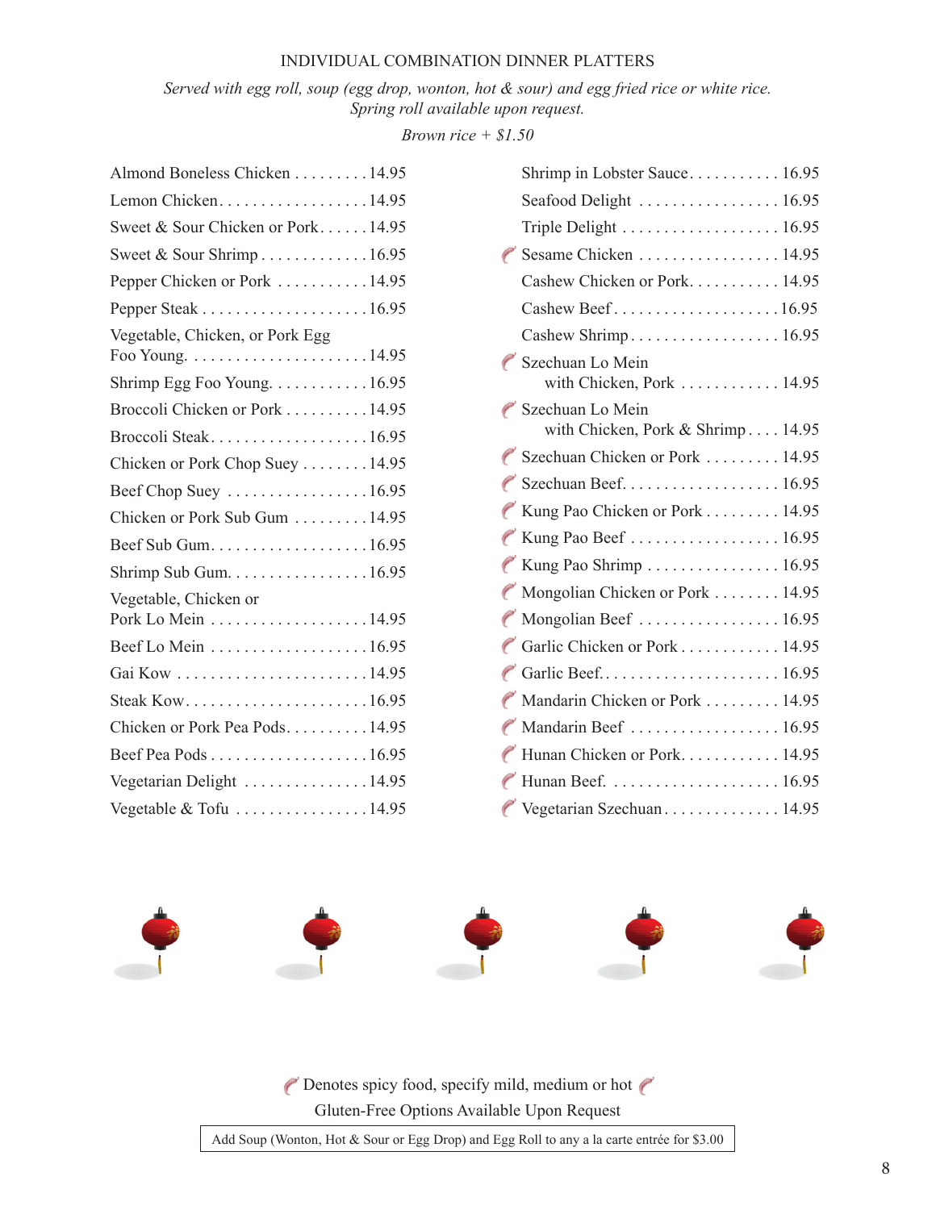## INDIVIDUAL COMBINATION DINNER PLATTERS

*Served with egg roll, soup (egg drop, wonton, hot & sour) and egg fried rice or white rice.*
*Spring roll available upon request.*

*Brown rice + $1.50*

- Almond Boneless Chicken . . . . . . . . . 14.95
- Lemon Chicken . . . . . . . . . . . . . . . . . . 14.95
- Sweet & Sour Chicken or Pork . . . . . . 14.95
- Sweet & Sour Shrimp . . . . . . . . . . . . . 16.95
- Pepper Chicken or Pork . . . . . . . . . . . 14.95
- Pepper Steak . . . . . . . . . . . . . . . . . . . 16.95
- Vegetable, Chicken, or Pork Egg Foo Young . . . . . . . . . . . . . . . . . . . . . 14.95
- Shrimp Egg Foo Young . . . . . . . . . . . . 16.95
- Broccoli Chicken or Pork . . . . . . . . . . 14.95
- Broccoli Steak . . . . . . . . . . . . . . . . . . 16.95
- Chicken or Pork Chop Suey . . . . . . . . 14.95
- Beef Chop Suey . . . . . . . . . . . . . . . . . 16.95
- Chicken or Pork Sub Gum . . . . . . . . . 14.95
- Beef Sub Gum . . . . . . . . . . . . . . . . . . 16.95
- Shrimp Sub Gum . . . . . . . . . . . . . . . . 16.95
- Vegetable, Chicken or Pork Lo Mein . . . . . . . . . . . . . . . . . . . 14.95
- Beef Lo Mein . . . . . . . . . . . . . . . . . . . 16.95
- Gai Kow . . . . . . . . . . . . . . . . . . . . . . . 14.95
- Steak Kow . . . . . . . . . . . . . . . . . . . . . 16.95
- Chicken or Pork Pea Pods . . . . . . . . . . 14.95
- Beef Pea Pods . . . . . . . . . . . . . . . . . . . 16.95
- Vegetarian Delight . . . . . . . . . . . . . . . 14.95
- Vegetable & Tofu . . . . . . . . . . . . . . . . 14.95
- Shrimp in Lobster Sauce . . . . . . . . . . . 16.95
- Seafood Delight . . . . . . . . . . . . . . . . . 16.95
- Triple Delight . . . . . . . . . . . . . . . . . . . 16.95
- 🌶 Sesame Chicken . . . . . . . . . . . . . . . . 14.95
- Cashew Chicken or Pork . . . . . . . . . . . 14.95
- Cashew Beef . . . . . . . . . . . . . . . . . . . . 16.95
- Cashew Shrimp . . . . . . . . . . . . . . . . . . 16.95
- 🌶 Szechuan Lo Mein with Chicken, Pork . . . . . . . . . . . . 14.95
- 🌶 Szechuan Lo Mein with Chicken, Pork & Shrimp . . . . 14.95
- 🌶 Szechuan Chicken or Pork . . . . . . . . . 14.95
- 🌶 Szechuan Beef . . . . . . . . . . . . . . . . . . 16.95
- 🌶 Kung Pao Chicken or Pork . . . . . . . . . 14.95
- 🌶 Kung Pao Beef . . . . . . . . . . . . . . . . . . 16.95
- 🌶 Kung Pao Shrimp . . . . . . . . . . . . . . . . 16.95
- 🌶 Mongolian Chicken or Pork . . . . . . . . 14.95
- 🌶 Mongolian Beef . . . . . . . . . . . . . . . . . 16.95
- 🌶 Garlic Chicken or Pork . . . . . . . . . . . . 14.95
- 🌶 Garlic Beef . . . . . . . . . . . . . . . . . . . . . 16.95
- 🌶 Mandarin Chicken or Pork . . . . . . . . . 14.95
- 🌶 Mandarin Beef . . . . . . . . . . . . . . . . . . 16.95
- 🌶 Hunan Chicken or Pork . . . . . . . . . . . . 14.95
- 🌶 Hunan Beef . . . . . . . . . . . . . . . . . . . . . 16.95
- 🌶 Vegetarian Szechuan . . . . . . . . . . . . . . 14.95

🌶 Denotes spicy food, specify mild, medium or hot 🌶

Gluten-Free Options Available Upon Request

Add Soup (Wonton, Hot & Sour or Egg Drop) and Egg Roll to any a la carte entrée for $3.00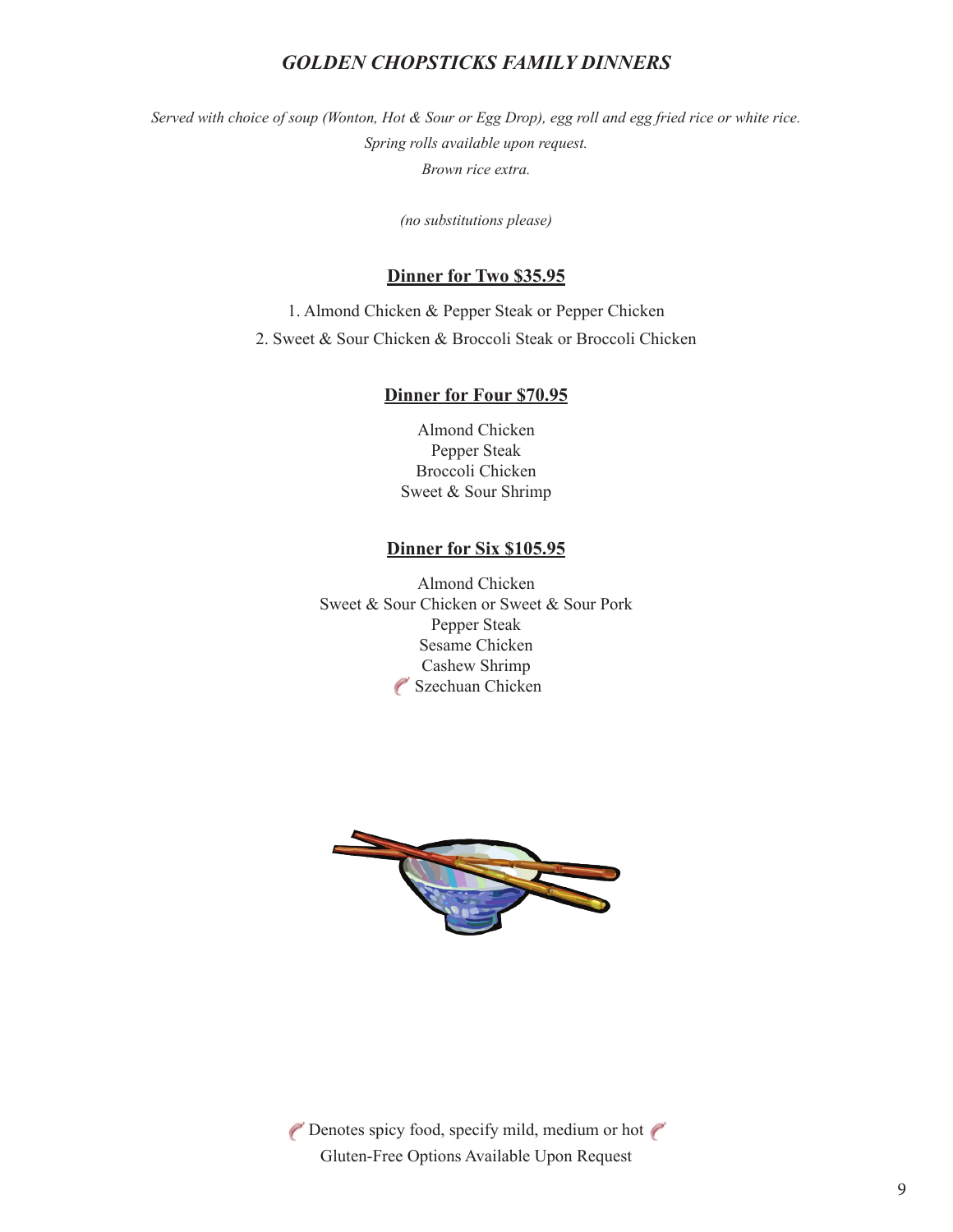## *GOLDEN CHOPSTICKS FAMILY DINNERS*

*Served with choice of soup (Wonton, Hot & Sour or Egg Drop), egg roll and egg fried rice or white rice.*
*Spring rolls available upon request.*
*Brown rice extra.*

*(no substitutions please)*

### Dinner for Two $35.95

1. Almond Chicken & Pepper Steak or Pepper Chicken
2. Sweet & Sour Chicken & Broccoli Steak or Broccoli Chicken

### Dinner for Four $70.95

Almond Chicken
Pepper Steak
Broccoli Chicken
Sweet & Sour Shrimp

### Dinner for Six $105.95

Almond Chicken
Sweet & Sour Chicken or Sweet & Sour Pork
Pepper Steak
Sesame Chicken
Cashew Shrimp
🌶 Szechuan Chicken

🌶 Denotes spicy food, specify mild, medium or hot 🌶
Gluten-Free Options Available Upon Request